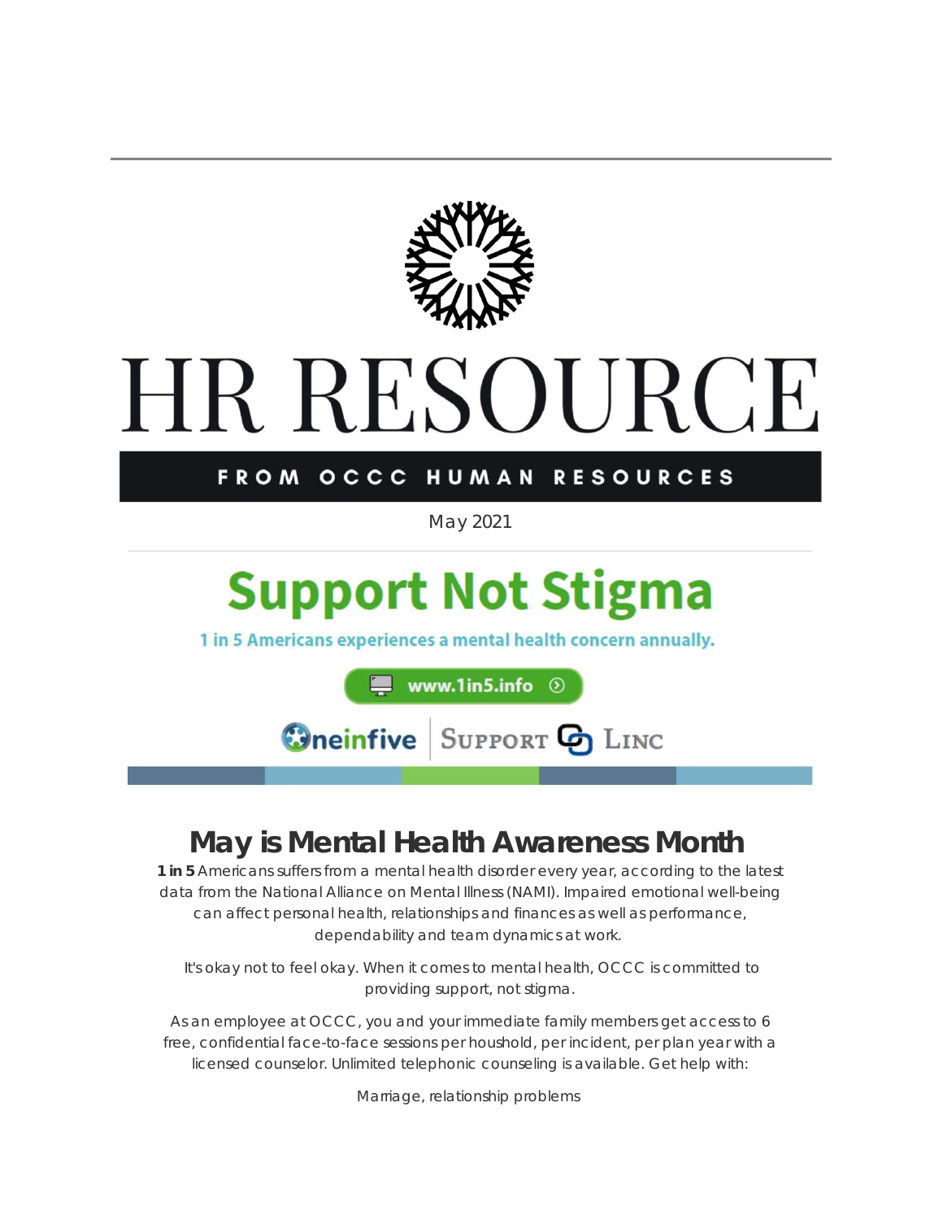# HR RESOURCE

FROM OCCC HUMAN RESOURCES

May 2021

## Support Not Stigma

1 in 5 Americans experiences a mental health concern annually.

www.1in5.info

Oneinfive | Support Linc

## May is Mental Health Awareness Month

**1 in 5** Americans suffers from a mental health disorder every year, according to the latest data from the National Alliance on Mental Illness (NAMI). Impaired emotional well-being can affect personal health, relationships and finances as well as performance, dependability and team dynamics at work.

It's okay not to feel okay. When it comes to mental health, OCCC is committed to providing support, not stigma.

As an employee at OCCC, you and your immediate family members get access to 6 free, confidential face-to-face sessions per houshold, per incident, per plan year with a licensed counselor. Unlimited telephonic counseling is available. Get help with:

Marriage, relationship problems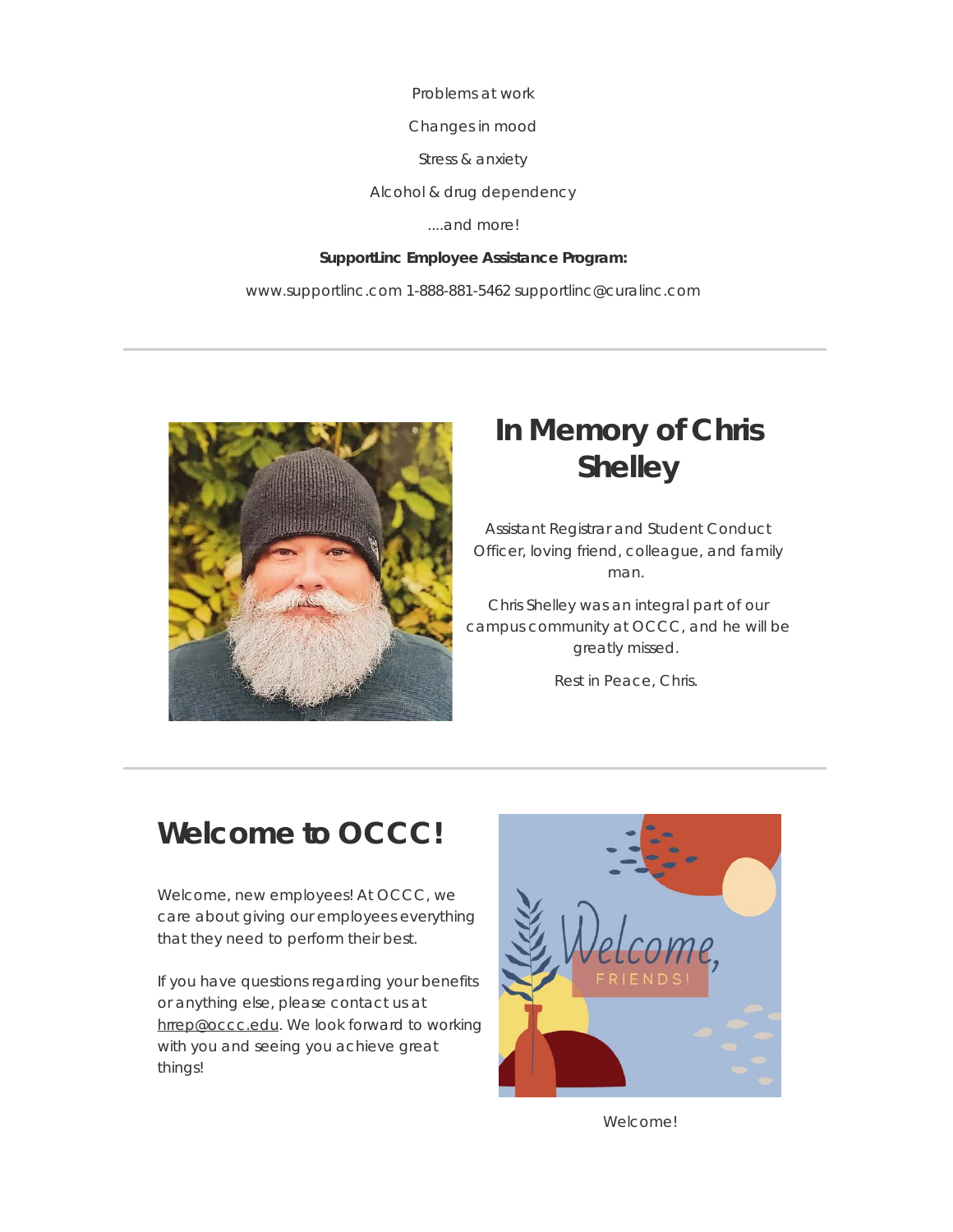Problems at work

Changes in mood

Stress & anxiety

Alcohol & drug dependency

....and more!

**SupportLinc Employee Assistance Program:**

www.supportlinc.com 1-888-881-5462 supportlinc@curalinc.com

---

## In Memory of Chris Shelley

Assistant Registrar and Student Conduct Officer, loving friend, colleague, and family man.

Chris Shelley was an integral part of our campus community at OCCC, and he will be greatly missed.

Rest in Peace, Chris.

---

## Welcome to OCCC!

Welcome, new employees! At OCCC, we care about giving our employees everything that they need to perform their best.

If you have questions regarding your benefits or anything else, please contact us at hrrep@occc.edu. We look forward to working with you and seeing you achieve great things!

Welcome!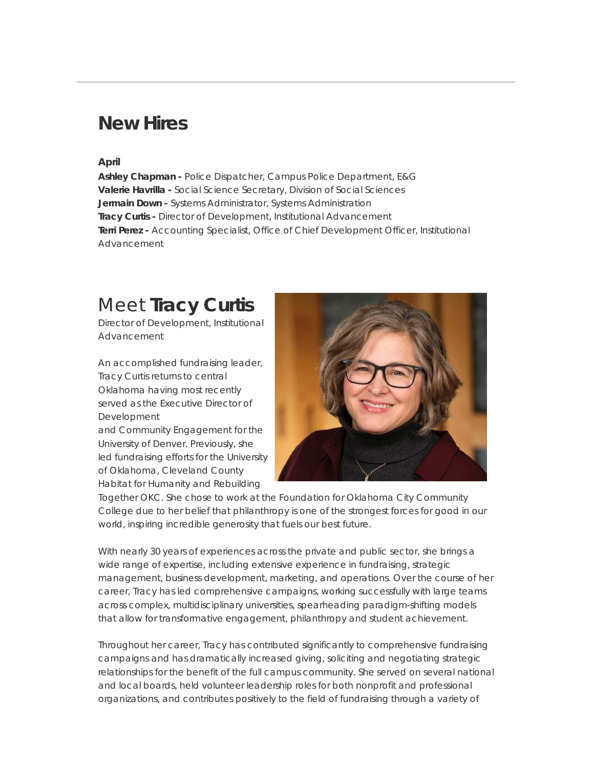## New Hires

**April**
**Ashley Chapman -** Police Dispatcher, Campus Police Department, E&G
**Valerie Havrilla -** Social Science Secretary, Division of Social Sciences
**Jermain Down -** Systems Administrator, Systems Administration
**Tracy Curtis -** Director of Development, Institutional Advancement
**Terri Perez -** Accounting Specialist, Office of Chief Development Officer, Institutional Advancement

## Meet **Tracy Curtis**

Director of Development, Institutional Advancement

An accomplished fundraising leader, Tracy Curtis returns to central Oklahoma having most recently served as the Executive Director of Development and Community Engagement for the University of Denver. Previously, she led fundraising efforts for the University of Oklahoma, Cleveland County Habitat for Humanity and Rebuilding Together OKC. She chose to work at the Foundation for Oklahoma City Community College due to her belief that philanthropy is one of the strongest forces for good in our world, inspiring incredible generosity that fuels our best future.

With nearly 30 years of experiences across the private and public sector, she brings a wide range of expertise, including extensive experience in fundraising, strategic management, business development, marketing, and operations. Over the course of her career, Tracy has led comprehensive campaigns, working successfully with large teams across complex, multidisciplinary universities, spearheading paradigm-shifting models that allow for transformative engagement, philanthropy and student achievement.

Throughout her career, Tracy has contributed significantly to comprehensive fundraising campaigns and has dramatically increased giving, soliciting and negotiating strategic relationships for the benefit of the full campus community. She served on several national and local boards, held volunteer leadership roles for both nonprofit and professional organizations, and contributes positively to the field of fundraising through a variety of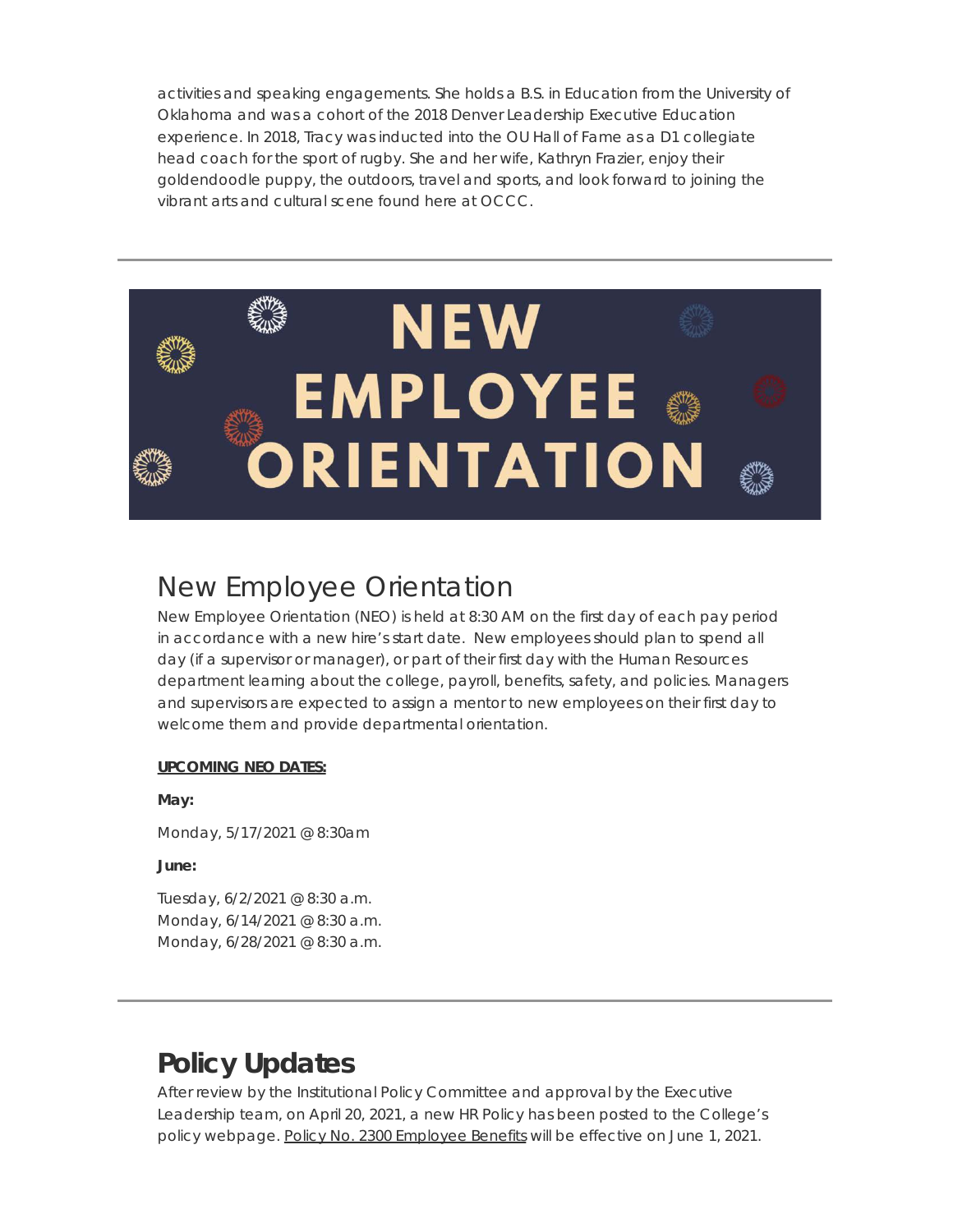activities and speaking engagements. She holds a B.S. in Education from the University of Oklahoma and was a cohort of the 2018 Denver Leadership Executive Education experience. In 2018, Tracy was inducted into the OU Hall of Fame as a D1 collegiate head coach for the sport of rugby. She and her wife, Kathryn Frazier, enjoy their goldendoodle puppy, the outdoors, travel and sports, and look forward to joining the vibrant arts and cultural scene found here at OCCC.

---

NEW EMPLOYEE ORIENTATION

## New Employee Orientation

New Employee Orientation (NEO) is held at 8:30 AM on the first day of each pay period in accordance with a new hire's start date. New employees should plan to spend all day (if a supervisor or manager), or part of their first day with the Human Resources department learning about the college, payroll, benefits, safety, and policies. Managers and supervisors are expected to assign a mentor to new employees on their first day to welcome them and provide departmental orientation.

**UPCOMING NEO DATES:**

**May:**

Monday, 5/17/2021 @ 8:30am

**June:**

Tuesday, 6/2/2021 @ 8:30 a.m.
Monday, 6/14/2021 @ 8:30 a.m.
Monday, 6/28/2021 @ 8:30 a.m.

---

# Policy Updates

After review by the Institutional Policy Committee and approval by the Executive Leadership team, on April 20, 2021, a new HR Policy has been posted to the College's policy webpage. Policy No. 2300 Employee Benefits will be effective on June 1, 2021.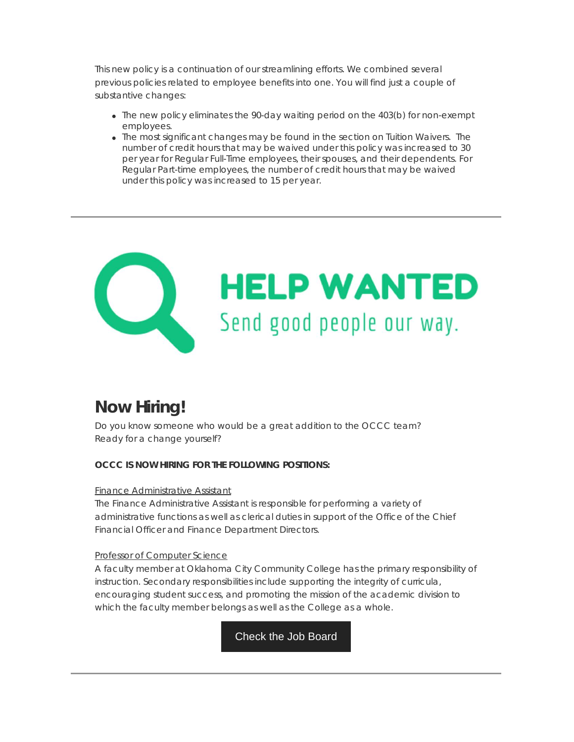This new policy is a continuation of our streamlining efforts. We combined several previous policies related to employee benefits into one. You will find just a couple of substantive changes:

- The new policy eliminates the 90-day waiting period on the 403(b) for non-exempt employees.
- The most significant changes may be found in the section on Tuition Waivers. The number of credit hours that may be waived under this policy was increased to 30 per year for Regular Full-Time employees, their spouses, and their dependents. For Regular Part-time employees, the number of credit hours that may be waived under this policy was increased to 15 per year.

---

**HELP WANTED**

Send good people our way.

## Now Hiring!

Do you know someone who would be a great addition to the OCCC team? Ready for a change yourself?

**OCCC IS NOW HIRING FOR THE FOLLOWING POSITIONS:**

Finance Administrative Assistant
The Finance Administrative Assistant is responsible for performing a variety of administrative functions as well as clerical duties in support of the Office of the Chief Financial Officer and Finance Department Directors.

Professor of Computer Science
A faculty member at Oklahoma City Community College has the primary responsibility of instruction. Secondary responsibilities include supporting the integrity of curricula, encouraging student success, and promoting the mission of the academic division to which the faculty member belongs as well as the College as a whole.

Check the Job Board

---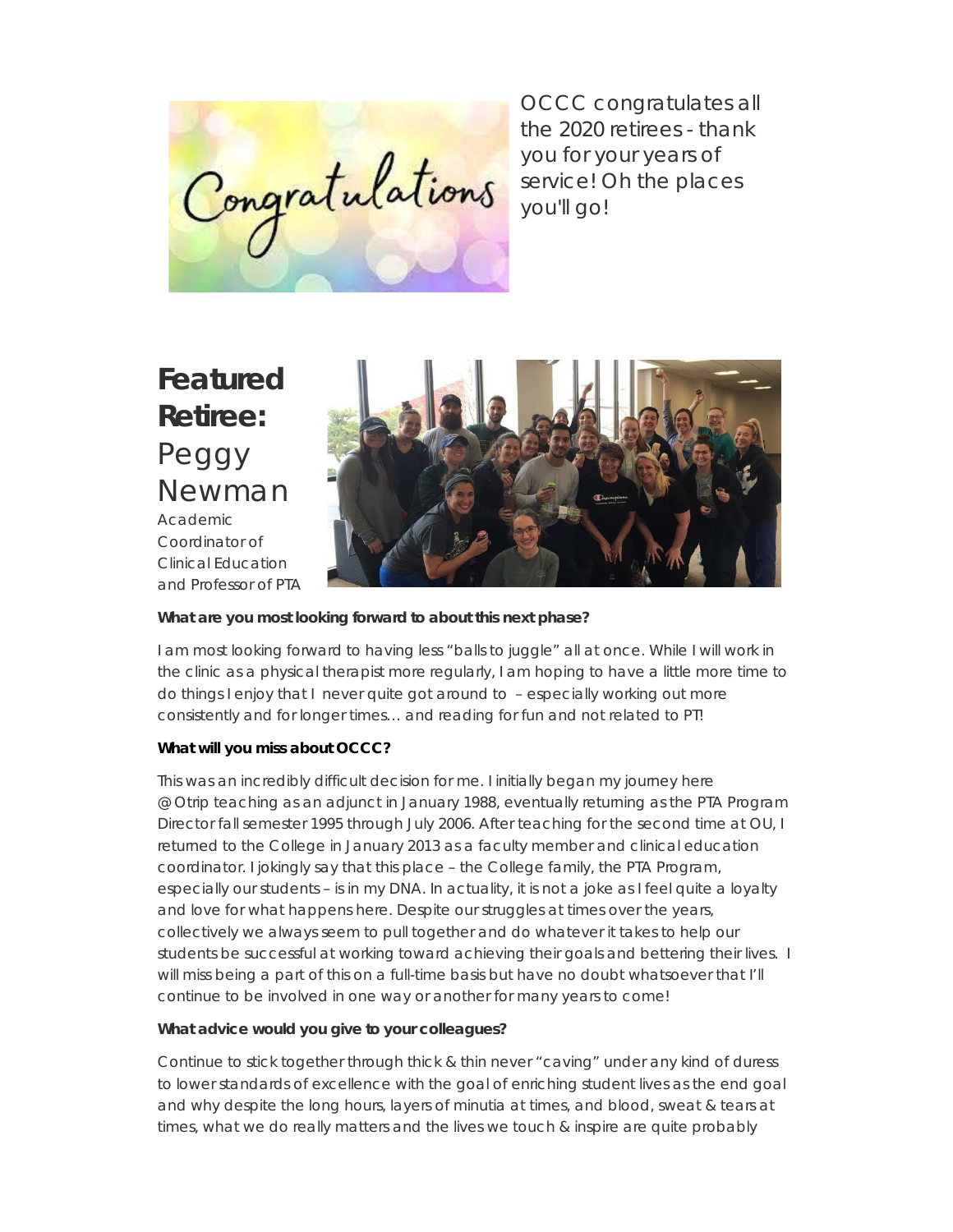OCCC congratulates all the 2020 retirees - thank you for your years of service! Oh the places you'll go!

## **Featured Retiree:** Peggy Newman

Academic Coordinator of Clinical Education and Professor of PTA

**What are you most looking forward to about this next phase?**

I am most looking forward to having less "balls to juggle" all at once. While I will work in the clinic as a physical therapist more regularly, I am hoping to have a little more time to do things I enjoy that I never quite got around to – especially working out more consistently and for longer times… and reading for fun and not related to PT!

**What will you miss about OCCC?**

This was an incredibly difficult decision for me. I initially began my journey here @Otrip teaching as an adjunct in January 1988, eventually returning as the PTA Program Director fall semester 1995 through July 2006. After teaching for the second time at OU, I returned to the College in January 2013 as a faculty member and clinical education coordinator. I jokingly say that this place – the College family, the PTA Program, especially our students – is in my DNA. In actuality, it is not a joke as I feel quite a loyalty and love for what happens here. Despite our struggles at times over the years, collectively we always seem to pull together and do whatever it takes to help our students be successful at working toward achieving their goals and bettering their lives. I will miss being a part of this on a full-time basis but have no doubt whatsoever that I'll continue to be involved in one way or another for many years to come!

**What advice would you give to your colleagues?**

Continue to stick together through thick & thin never "caving" under any kind of duress to lower standards of excellence with the goal of enriching student lives as the end goal and why despite the long hours, layers of minutia at times, and blood, sweat & tears at times, what we do really matters and the lives we touch & inspire are quite probably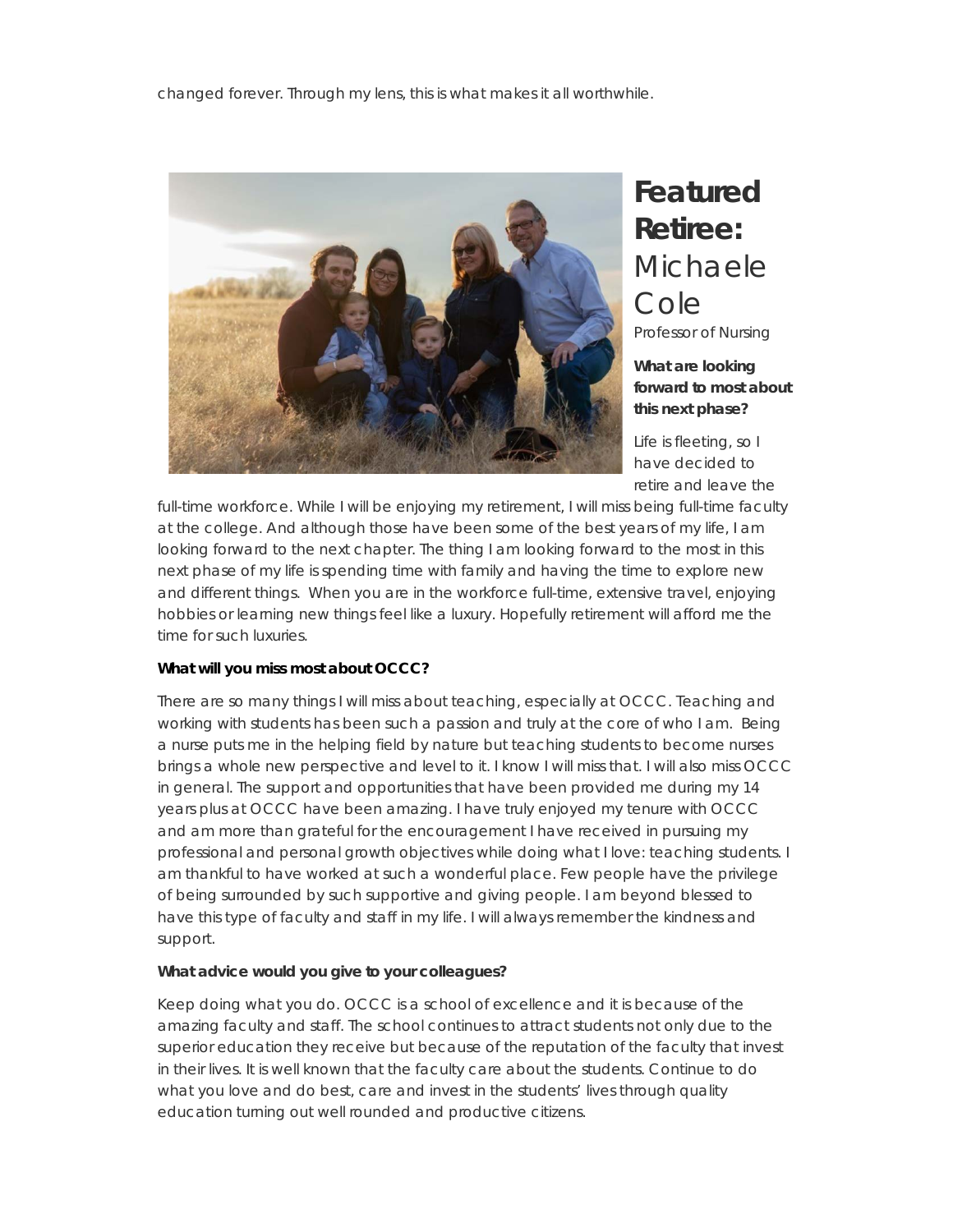changed forever. Through my lens, this is what makes it all worthwhile.

# **Featured Retiree:** Michaele Cole

Professor of Nursing

**What are looking forward to most about this next phase?**

Life is fleeting, so I have decided to retire and leave the full-time workforce. While I will be enjoying my retirement, I will miss being full-time faculty at the college. And although those have been some of the best years of my life, I am looking forward to the next chapter. The thing I am looking forward to the most in this next phase of my life is spending time with family and having the time to explore new and different things. When you are in the workforce full-time, extensive travel, enjoying hobbies or learning new things feel like a luxury. Hopefully retirement will afford me the time for such luxuries.

**What will you miss most about OCCC?**

There are so many things I will miss about teaching, especially at OCCC. Teaching and working with students has been such a passion and truly at the core of who I am. Being a nurse puts me in the helping field by nature but teaching students to become nurses brings a whole new perspective and level to it. I know I will miss that. I will also miss OCCC in general. The support and opportunities that have been provided me during my 14 years plus at OCCC have been amazing. I have truly enjoyed my tenure with OCCC and am more than grateful for the encouragement I have received in pursuing my professional and personal growth objectives while doing what I love: teaching students. I am thankful to have worked at such a wonderful place. Few people have the privilege of being surrounded by such supportive and giving people. I am beyond blessed to have this type of faculty and staff in my life. I will always remember the kindness and support.

**What advice would you give to your colleagues?**

Keep doing what you do. OCCC is a school of excellence and it is because of the amazing faculty and staff. The school continues to attract students not only due to the superior education they receive but because of the reputation of the faculty that invest in their lives. It is well known that the faculty care about the students. Continue to do what you love and do best, care and invest in the students' lives through quality education turning out well rounded and productive citizens.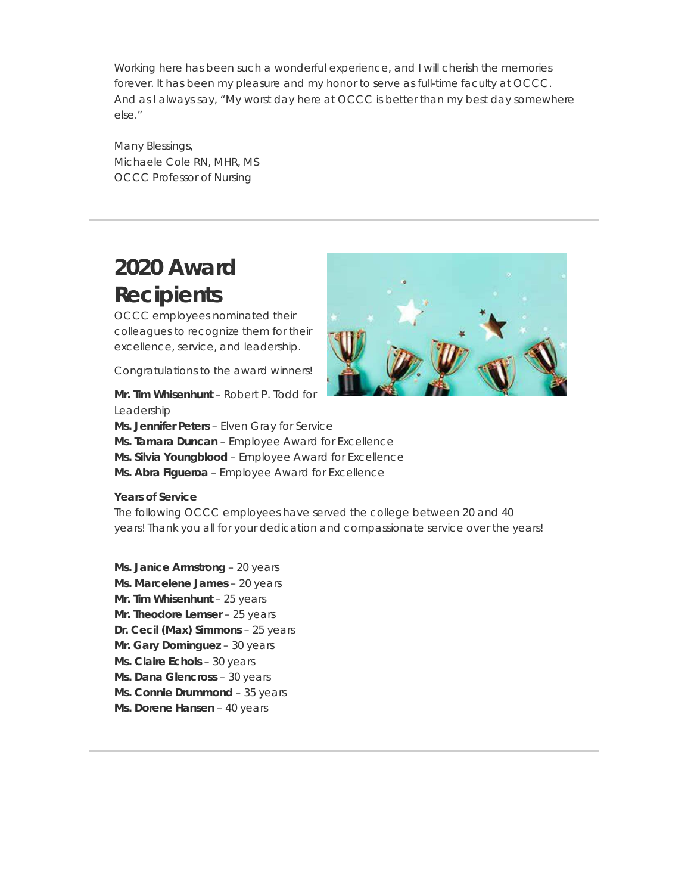Working here has been such a wonderful experience, and I will cherish the memories forever. It has been my pleasure and my honor to serve as full-time faculty at OCCC. And as I always say, "My worst day here at OCCC is better than my best day somewhere else."

Many Blessings,
Michaele Cole RN, MHR, MS
OCCC Professor of Nursing

---

# 2020 Award Recipients

OCCC employees nominated their colleagues to recognize them for their excellence, service, and leadership.

Congratulations to the award winners!

**Mr. Tim Whisenhunt** – Robert P. Todd for Leadership
**Ms. Jennifer Peters** – Elven Gray for Service
**Ms. Tamara Duncan** – Employee Award for Excellence
**Ms. Silvia Youngblood** – Employee Award for Excellence
**Ms. Abra Figueroa** – Employee Award for Excellence

**Years of Service**
The following OCCC employees have served the college between 20 and 40 years! Thank you all for your dedication and compassionate service over the years!

**Ms. Janice Armstrong** – 20 years
**Ms. Marcelene James** – 20 years
**Mr. Tim Whisenhunt** – 25 years
**Mr. Theodore Lemser** – 25 years
**Dr. Cecil (Max) Simmons** – 25 years
**Mr. Gary Dominguez** – 30 years
**Ms. Claire Echols** – 30 years
**Ms. Dana Glencross** – 30 years
**Ms. Connie Drummond** – 35 years
**Ms. Dorene Hansen** – 40 years

---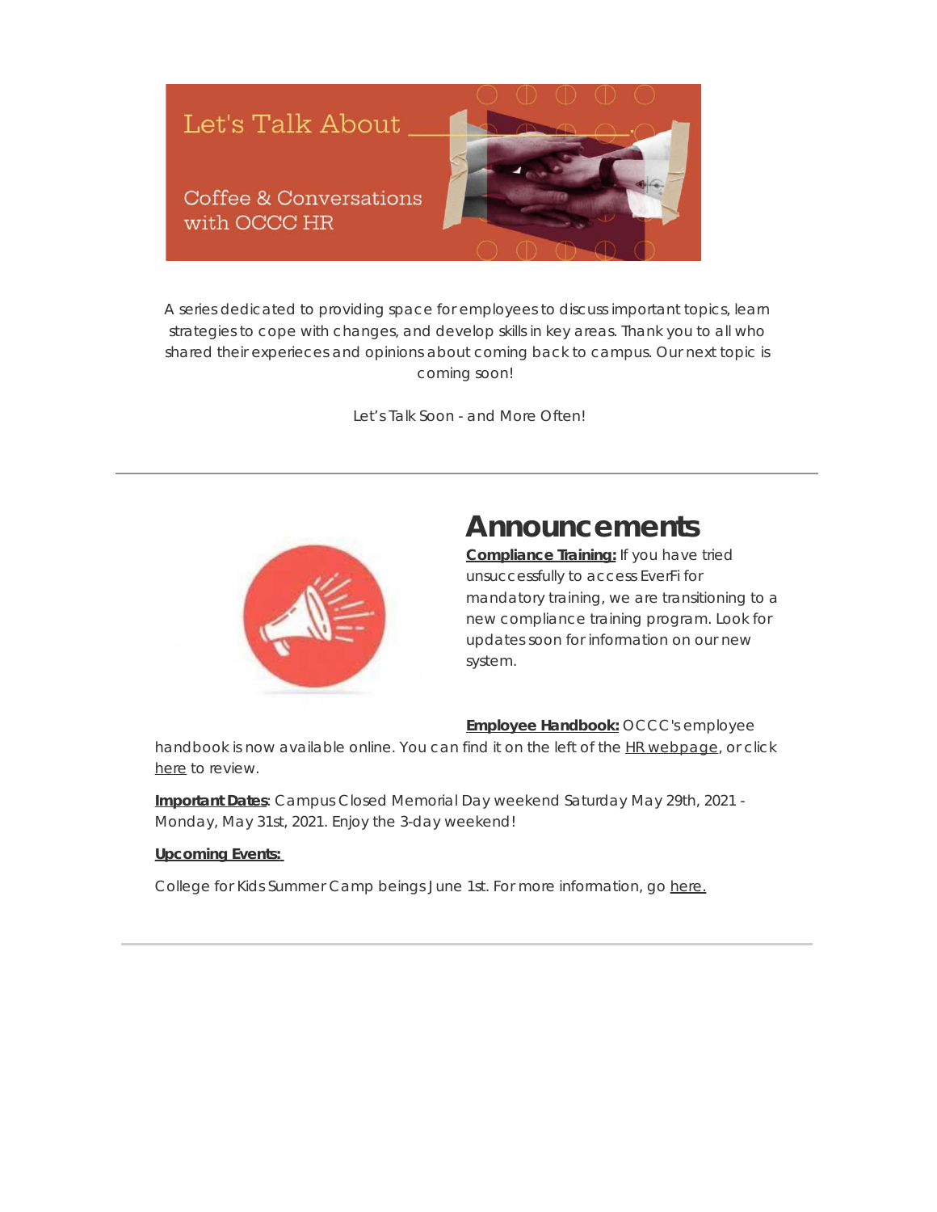Let's Talk About

Coffee & Conversations with OCCC HR

A series dedicated to providing space for employees to discuss important topics, learn strategies to cope with changes, and develop skills in key areas. Thank you to all who shared their experieces and opinions about coming back to campus. Our next topic is coming soon!

Let's Talk Soon - and More Often!

---

## Announcements

**Compliance Training:** If you have tried unsuccessfully to access EverFi for mandatory training, we are transitioning to a new compliance training program. Look for updates soon for information on our new system.

**Employee Handbook:** OCCC's employee handbook is now available online. You can find it on the left of the HR webpage, or click here to review.

**Important Dates**: Campus Closed Memorial Day weekend Saturday May 29th, 2021 - Monday, May 31st, 2021. Enjoy the 3-day weekend!

**Upcoming Events:**

College for Kids Summer Camp beings June 1st. For more information, go here.

---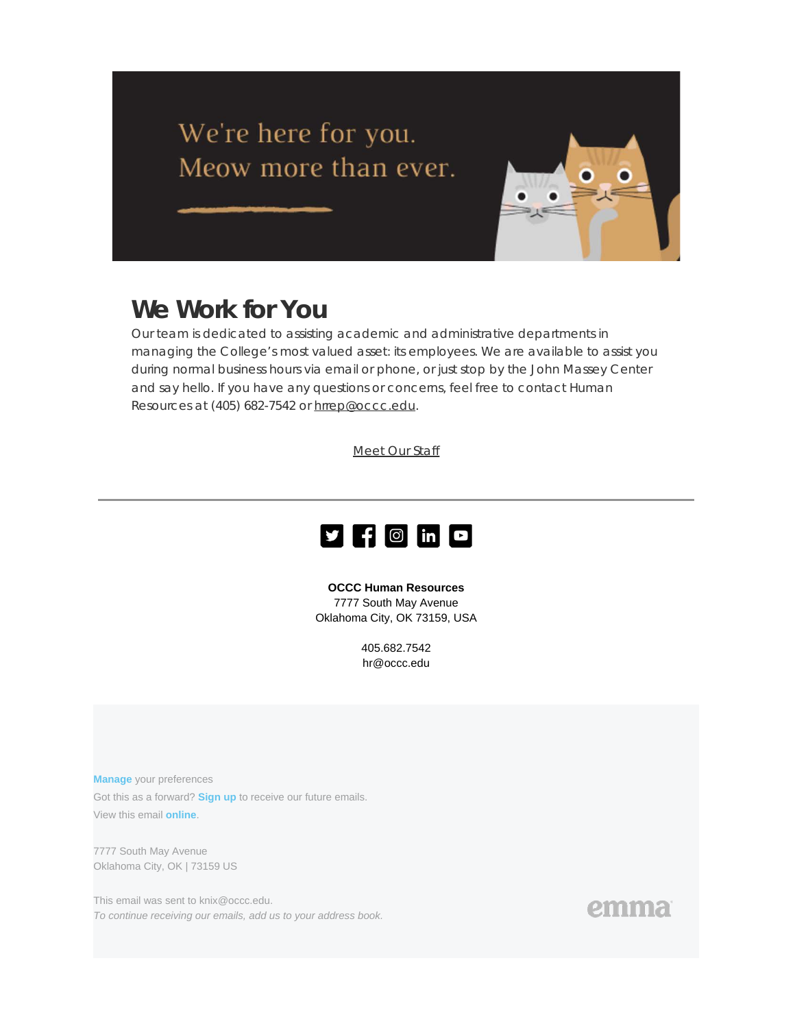We're here for you.
Meow more than ever.

# We Work for You

Our team is dedicated to assisting academic and administrative departments in managing the College's most valued asset: its employees. We are available to assist you during normal business hours via email or phone, or just stop by the John Massey Center and say hello. If you have any questions or concerns, feel free to contact Human Resources at (405) 682-7542 or hrrep@occc.edu.

Meet Our Staff

---

**OCCC Human Resources**
7777 South May Avenue
Oklahoma City, OK 73159, USA

405.682.7542
hr@occc.edu

**Manage** your preferences
Got this as a forward? **Sign up** to receive our future emails.
View this email **online**.

7777 South May Avenue
Oklahoma City, OK | 73159 US

This email was sent to knix@occc.edu.
*To continue receiving our emails, add us to your address book.*

emma